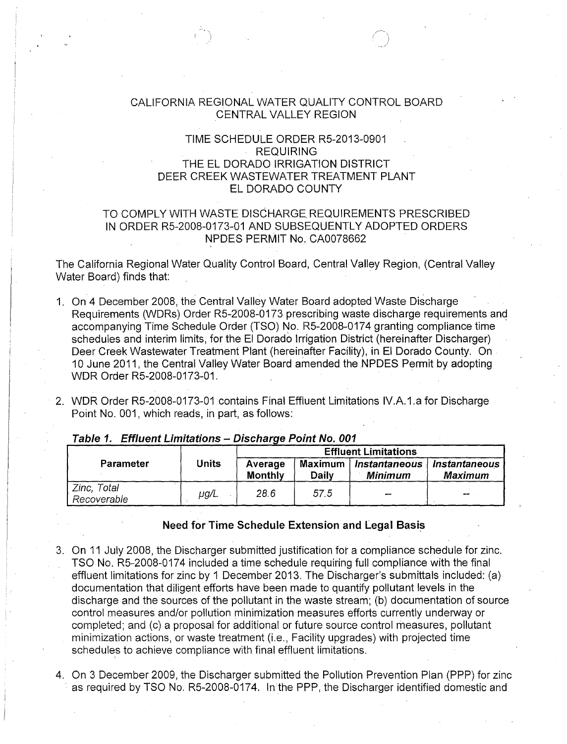# CALIFORNIA REGIONAL WATER QUALITY CONTROL BOARD
## CENTRAL VALLEY REGION

## TIME SCHEDULE ORDER R5-2013-0901
## REQUIRING
## THE EL DORADO IRRIGATION DISTRICT
## DEER CREEK WASTEWATER TREATMENT PLANT
## EL DORADO COUNTY

## TO COMPLY WITH WASTE DISCHARGE REQUIREMENTS PRESCRIBED IN ORDER R5-2008-0173-01 AND SUBSEQUENTLY ADOPTED ORDERS
## NPDES PERMIT No. CA0078662

The California Regional Water Quality Control Board, Central Valley Region, (Central Valley Water Board) finds that:

1. On 4 December 2008, the Central Valley Water Board adopted Waste Discharge Requirements (WDRs) Order R5-2008-0173 prescribing waste discharge requirements and accompanying Time Schedule Order (TSO) No. R5-2008-0174 granting compliance time schedules and interim limits, for the El Dorado Irrigation District (hereinafter Discharger) Deer Creek Wastewater Treatment Plant (hereinafter Facility), in El Dorado County. On 10 June 2011, the Central Valley Water Board amended the NPDES Permit by adopting WDR Order R5-2008-0173-01.

2. WDR Order R5-2008-0173-01 contains Final Effluent Limitations IV.A.1.a for Discharge Point No. 001, which reads, in part, as follows:

***Table 1. Effluent Limitations – Discharge Point No. 001***

| Parameter | Units | Effluent Limitations | | | |
|---|---|---|---|---|---|
| | | Average Monthly | Maximum Daily | *Instantaneous Minimum* | *Instantaneous Maximum* |
| *Zinc, Total Recoverable* | *µg/L* | *28.6* | *57.5* | -- | -- |

### Need for Time Schedule Extension and Legal Basis

3. On 11 July 2008, the Discharger submitted justification for a compliance schedule for zinc. TSO No. R5-2008-0174 included a time schedule requiring full compliance with the final effluent limitations for zinc by 1 December 2013. The Discharger's submittals included: (a) documentation that diligent efforts have been made to quantify pollutant levels in the discharge and the sources of the pollutant in the waste stream; (b) documentation of source control measures and/or pollution minimization measures efforts currently underway or completed; and (c) a proposal for additional or future source control measures, pollutant minimization actions, or waste treatment (i.e., Facility upgrades) with projected time schedules to achieve compliance with final effluent limitations.

4. On 3 December 2009, the Discharger submitted the Pollution Prevention Plan (PPP) for zinc as required by TSO No. R5-2008-0174. In the PPP, the Discharger identified domestic and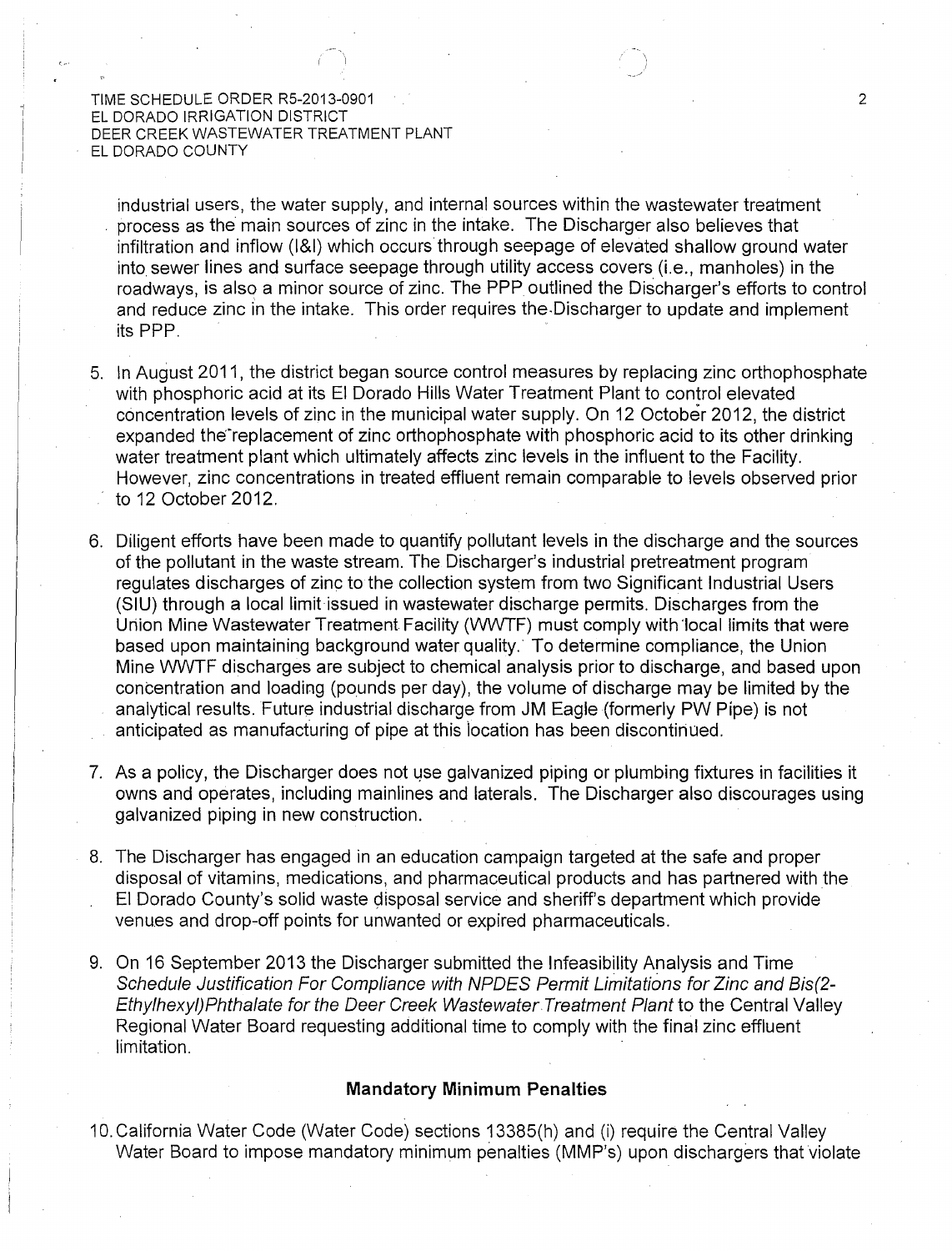industrial users, the water supply, and internal sources within the wastewater treatment process as the main sources of zinc in the intake. The Discharger also believes that infiltration and inflow (I&I) which occurs through seepage of elevated shallow ground water into sewer lines and surface seepage through utility access covers (i.e., manholes) in the roadways, is also a minor source of zinc. The PPP outlined the Discharger's efforts to control and reduce zinc in the intake. This order requires the Discharger to update and implement its PPP.

5. In August 2011, the district began source control measures by replacing zinc orthophosphate with phosphoric acid at its El Dorado Hills Water Treatment Plant to control elevated concentration levels of zinc in the municipal water supply. On 12 October 2012, the district expanded the replacement of zinc orthophosphate with phosphoric acid to its other drinking water treatment plant which ultimately affects zinc levels in the influent to the Facility. However, zinc concentrations in treated effluent remain comparable to levels observed prior to 12 October 2012.

6. Diligent efforts have been made to quantify pollutant levels in the discharge and the sources of the pollutant in the waste stream. The Discharger's industrial pretreatment program regulates discharges of zinc to the collection system from two Significant Industrial Users (SIU) through a local limit issued in wastewater discharge permits. Discharges from the Union Mine Wastewater Treatment Facility (WWTF) must comply with local limits that were based upon maintaining background water quality. To determine compliance, the Union Mine WWTF discharges are subject to chemical analysis prior to discharge, and based upon concentration and loading (pounds per day), the volume of discharge may be limited by the analytical results. Future industrial discharge from JM Eagle (formerly PW Pipe) is not anticipated as manufacturing of pipe at this location has been discontinued.

7. As a policy, the Discharger does not use galvanized piping or plumbing fixtures in facilities it owns and operates, including mainlines and laterals. The Discharger also discourages using galvanized piping in new construction.

8. The Discharger has engaged in an education campaign targeted at the safe and proper disposal of vitamins, medications, and pharmaceutical products and has partnered with the El Dorado County's solid waste disposal service and sheriff's department which provide venues and drop-off points for unwanted or expired pharmaceuticals.

9. On 16 September 2013 the Discharger submitted the Infeasibility Analysis and Time *Schedule Justification For Compliance with NPDES Permit Limitations for Zinc and Bis(2-Ethylhexyl)Phthalate for the Deer Creek Wastewater Treatment Plant* to the Central Valley Regional Water Board requesting additional time to comply with the final zinc effluent limitation.

## Mandatory Minimum Penalties

10. California Water Code (Water Code) sections 13385(h) and (i) require the Central Valley Water Board to impose mandatory minimum penalties (MMP's) upon dischargers that violate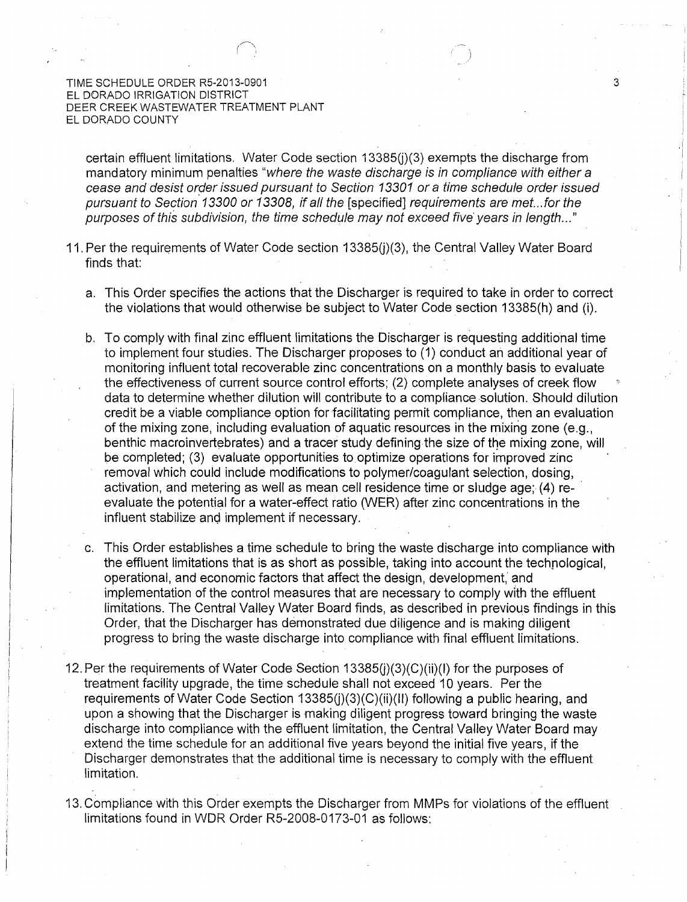certain effluent limitations. Water Code section 13385(j)(3) exempts the discharge from mandatory minimum penalties "*where the waste discharge is in compliance with either a cease and desist order issued pursuant to Section 13301 or a time schedule order issued pursuant to Section 13300 or 13308, if all the* [specified] *requirements are met...for the purposes of this subdivision, the time schedule may not exceed five years in length...*"

11. Per the requirements of Water Code section 13385(j)(3), the Central Valley Water Board finds that:

    a. This Order specifies the actions that the Discharger is required to take in order to correct the violations that would otherwise be subject to Water Code section 13385(h) and (i).

    b. To comply with final zinc effluent limitations the Discharger is requesting additional time to implement four studies. The Discharger proposes to (1) conduct an additional year of monitoring influent total recoverable zinc concentrations on a monthly basis to evaluate the effectiveness of current source control efforts; (2) complete analyses of creek flow data to determine whether dilution will contribute to a compliance solution. Should dilution credit be a viable compliance option for facilitating permit compliance, then an evaluation of the mixing zone, including evaluation of aquatic resources in the mixing zone (e.g., benthic macroinvertebrates) and a tracer study defining the size of the mixing zone, will be completed; (3) evaluate opportunities to optimize operations for improved zinc removal which could include modifications to polymer/coagulant selection, dosing, activation, and metering as well as mean cell residence time or sludge age; (4) re-evaluate the potential for a water-effect ratio (WER) after zinc concentrations in the influent stabilize and implement if necessary.

    c. This Order establishes a time schedule to bring the waste discharge into compliance with the effluent limitations that is as short as possible, taking into account the technological, operational, and economic factors that affect the design, development, and implementation of the control measures that are necessary to comply with the effluent limitations. The Central Valley Water Board finds, as described in previous findings in this Order, that the Discharger has demonstrated due diligence and is making diligent progress to bring the waste discharge into compliance with final effluent limitations.

12. Per the requirements of Water Code Section 13385(j)(3)(C)(ii)(I) for the purposes of treatment facility upgrade, the time schedule shall not exceed 10 years. Per the requirements of Water Code Section 13385(j)(3)(C)(ii)(II) following a public hearing, and upon a showing that the Discharger is making diligent progress toward bringing the waste discharge into compliance with the effluent limitation, the Central Valley Water Board may extend the time schedule for an additional five years beyond the initial five years, if the Discharger demonstrates that the additional time is necessary to comply with the effluent limitation.

13. Compliance with this Order exempts the Discharger from MMPs for violations of the effluent limitations found in WDR Order R5-2008-0173-01 as follows: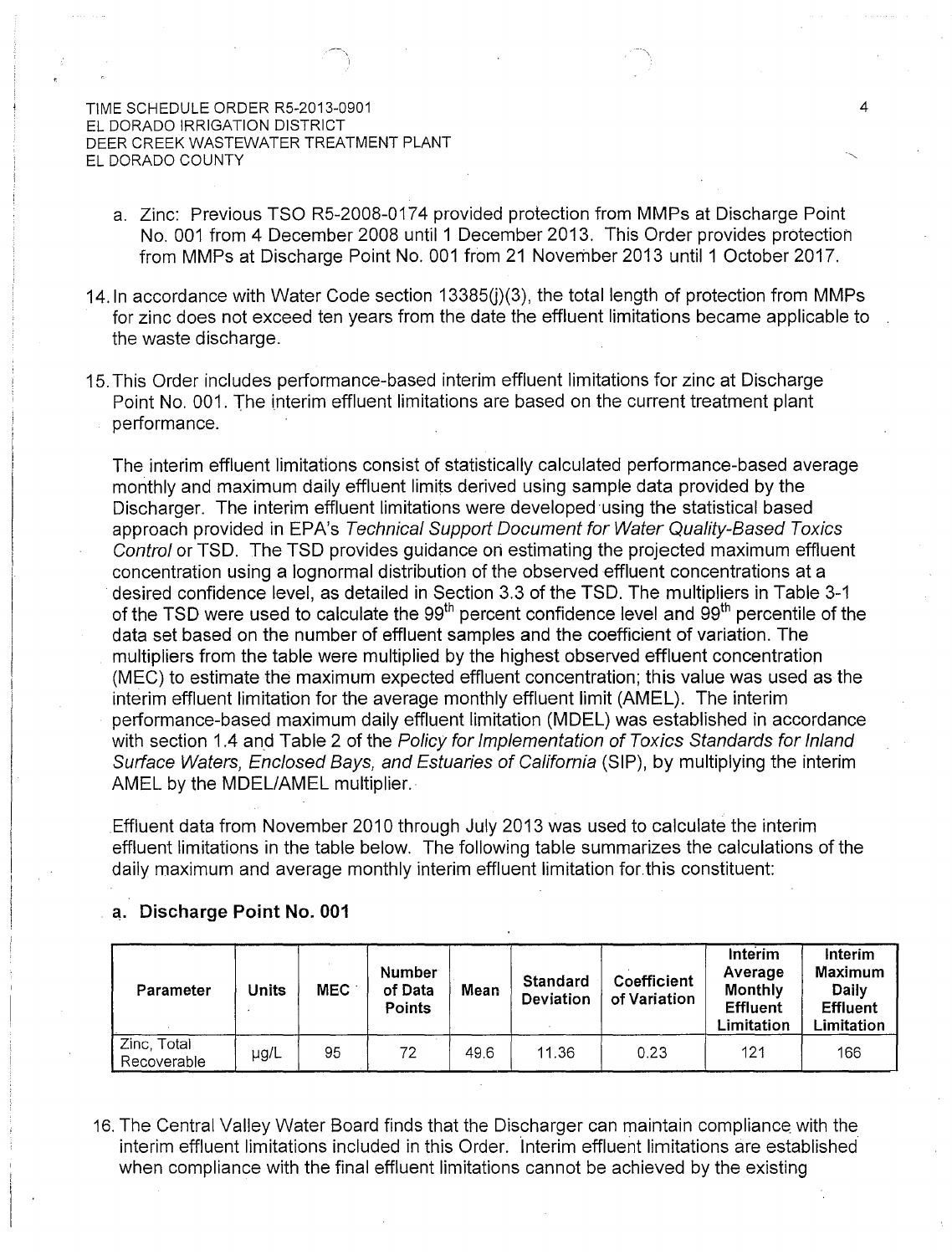a. Zinc: Previous TSO R5-2008-0174 provided protection from MMPs at Discharge Point No. 001 from 4 December 2008 until 1 December 2013. This Order provides protection from MMPs at Discharge Point No. 001 from 21 November 2013 until 1 October 2017.

14. In accordance with Water Code section 13385(j)(3), the total length of protection from MMPs for zinc does not exceed ten years from the date the effluent limitations became applicable to the waste discharge.

15. This Order includes performance-based interim effluent limitations for zinc at Discharge Point No. 001. The interim effluent limitations are based on the current treatment plant performance.

The interim effluent limitations consist of statistically calculated performance-based average monthly and maximum daily effluent limits derived using sample data provided by the Discharger. The interim effluent limitations were developed using the statistical based approach provided in EPA's *Technical Support Document for Water Quality-Based Toxics Control* or TSD. The TSD provides guidance on estimating the projected maximum effluent concentration using a lognormal distribution of the observed effluent concentrations at a desired confidence level, as detailed in Section 3.3 of the TSD. The multipliers in Table 3-1 of the TSD were used to calculate the 99th percent confidence level and 99th percentile of the data set based on the number of effluent samples and the coefficient of variation. The multipliers from the table were multiplied by the highest observed effluent concentration (MEC) to estimate the maximum expected effluent concentration; this value was used as the interim effluent limitation for the average monthly effluent limit (AMEL). The interim performance-based maximum daily effluent limitation (MDEL) was established in accordance with section 1.4 and Table 2 of the *Policy for Implementation of Toxics Standards for Inland Surface Waters, Enclosed Bays, and Estuaries of California* (SIP), by multiplying the interim AMEL by the MDEL/AMEL multiplier.

Effluent data from November 2010 through July 2013 was used to calculate the interim effluent limitations in the table below. The following table summarizes the calculations of the daily maximum and average monthly interim effluent limitation for this constituent:

**a. Discharge Point No. 001**

| Parameter | Units | MEC | Number of Data Points | Mean | Standard Deviation | Coefficient of Variation | Interim Average Monthly Effluent Limitation | Interim Maximum Daily Effluent Limitation |
|---|---|---|---|---|---|---|---|---|
| Zinc, Total Recoverable | µg/L | 95 | 72 | 49.6 | 11.36 | 0.23 | 121 | 166 |

16. The Central Valley Water Board finds that the Discharger can maintain compliance with the interim effluent limitations included in this Order. Interim effluent limitations are established when compliance with the final effluent limitations cannot be achieved by the existing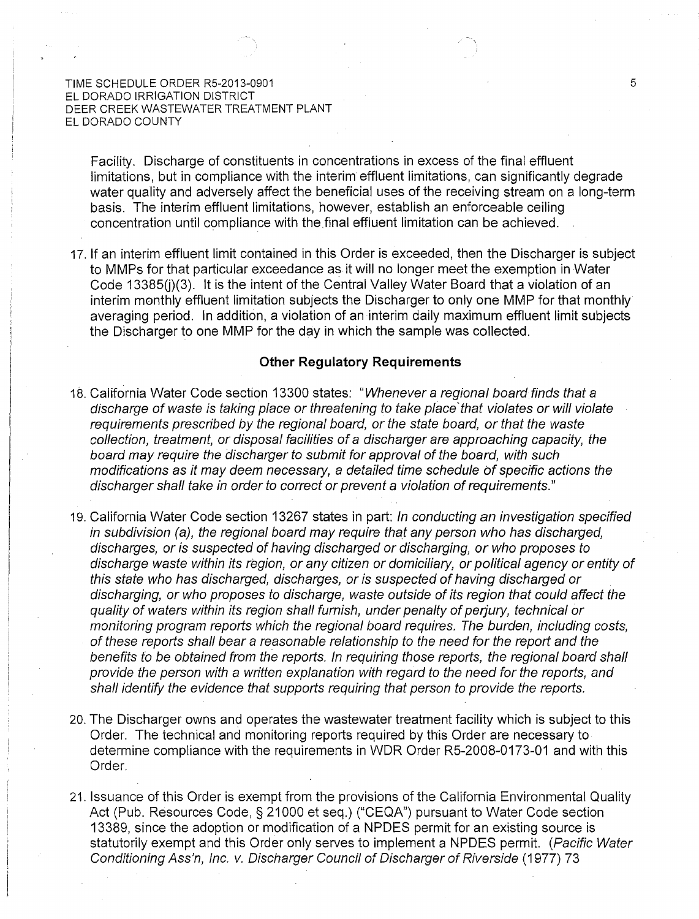Facility. Discharge of constituents in concentrations in excess of the final effluent limitations, but in compliance with the interim effluent limitations, can significantly degrade water quality and adversely affect the beneficial uses of the receiving stream on a long-term basis. The interim effluent limitations, however, establish an enforceable ceiling concentration until compliance with the final effluent limitation can be achieved.

17. If an interim effluent limit contained in this Order is exceeded, then the Discharger is subject to MMPs for that particular exceedance as it will no longer meet the exemption in Water Code 13385(j)(3). It is the intent of the Central Valley Water Board that a violation of an interim monthly effluent limitation subjects the Discharger to only one MMP for that monthly averaging period. In addition, a violation of an interim daily maximum effluent limit subjects the Discharger to one MMP for the day in which the sample was collected.

### Other Regulatory Requirements

18. California Water Code section 13300 states: "*Whenever a regional board finds that a discharge of waste is taking place or threatening to take place that violates or will violate requirements prescribed by the regional board, or the state board, or that the waste collection, treatment, or disposal facilities of a discharger are approaching capacity, the board may require the discharger to submit for approval of the board, with such modifications as it may deem necessary, a detailed time schedule of specific actions the discharger shall take in order to correct or prevent a violation of requirements.*"

19. California Water Code section 13267 states in part: *In conducting an investigation specified in subdivision (a), the regional board may require that any person who has discharged, discharges, or is suspected of having discharged or discharging, or who proposes to discharge waste within its region, or any citizen or domiciliary, or political agency or entity of this state who has discharged, discharges, or is suspected of having discharged or discharging, or who proposes to discharge, waste outside of its region that could affect the quality of waters within its region shall furnish, under penalty of perjury, technical or monitoring program reports which the regional board requires. The burden, including costs, of these reports shall bear a reasonable relationship to the need for the report and the benefits to be obtained from the reports. In requiring those reports, the regional board shall provide the person with a written explanation with regard to the need for the reports, and shall identify the evidence that supports requiring that person to provide the reports.*

20. The Discharger owns and operates the wastewater treatment facility which is subject to this Order. The technical and monitoring reports required by this Order are necessary to determine compliance with the requirements in WDR Order R5-2008-0173-01 and with this Order.

21. Issuance of this Order is exempt from the provisions of the California Environmental Quality Act (Pub. Resources Code, § 21000 et seq.) ("CEQA") pursuant to Water Code section 13389, since the adoption or modification of a NPDES permit for an existing source is statutorily exempt and this Order only serves to implement a NPDES permit. (*Pacific Water Conditioning Ass'n, Inc. v. Discharger Council of Discharger of Riverside* (1977) 73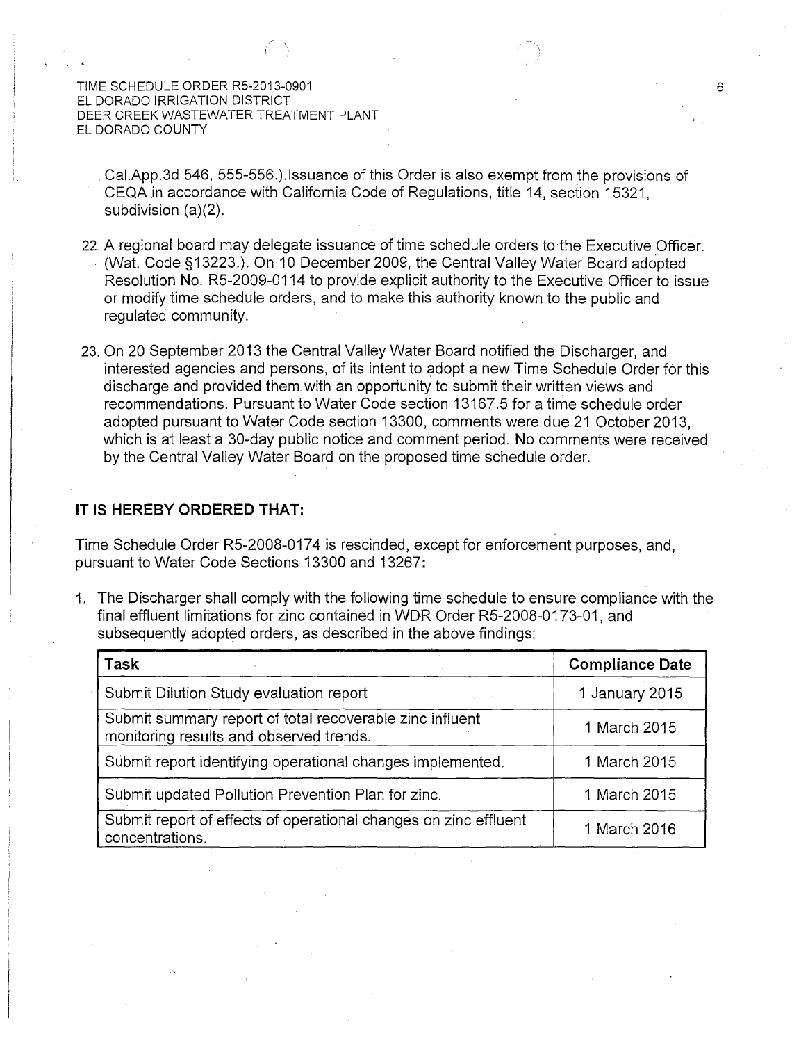Cal.App.3d 546, 555-556.).Issuance of this Order is also exempt from the provisions of CEQA in accordance with California Code of Regulations, title 14, section 15321, subdivision (a)(2).

22. A regional board may delegate issuance of time schedule orders to the Executive Officer. (Wat. Code §13223.). On 10 December 2009, the Central Valley Water Board adopted Resolution No. R5-2009-0114 to provide explicit authority to the Executive Officer to issue or modify time schedule orders, and to make this authority known to the public and regulated community.

23. On 20 September 2013 the Central Valley Water Board notified the Discharger, and interested agencies and persons, of its intent to adopt a new Time Schedule Order for this discharge and provided them with an opportunity to submit their written views and recommendations. Pursuant to Water Code section 13167.5 for a time schedule order adopted pursuant to Water Code section 13300, comments were due 21 October 2013, which is at least a 30-day public notice and comment period. No comments were received by the Central Valley Water Board on the proposed time schedule order.

**IT IS HEREBY ORDERED THAT:**

Time Schedule Order R5-2008-0174 is rescinded, except for enforcement purposes, and, pursuant to Water Code Sections 13300 and 13267:

1. The Discharger shall comply with the following time schedule to ensure compliance with the final effluent limitations for zinc contained in WDR Order R5-2008-0173-01, and subsequently adopted orders, as described in the above findings:

| Task | Compliance Date |
|---|---|
| Submit Dilution Study evaluation report | 1 January 2015 |
| Submit summary report of total recoverable zinc influent monitoring results and observed trends. | 1 March 2015 |
| Submit report identifying operational changes implemented. | 1 March 2015 |
| Submit updated Pollution Prevention Plan for zinc. | 1 March 2015 |
| Submit report of effects of operational changes on zinc effluent concentrations. | 1 March 2016 |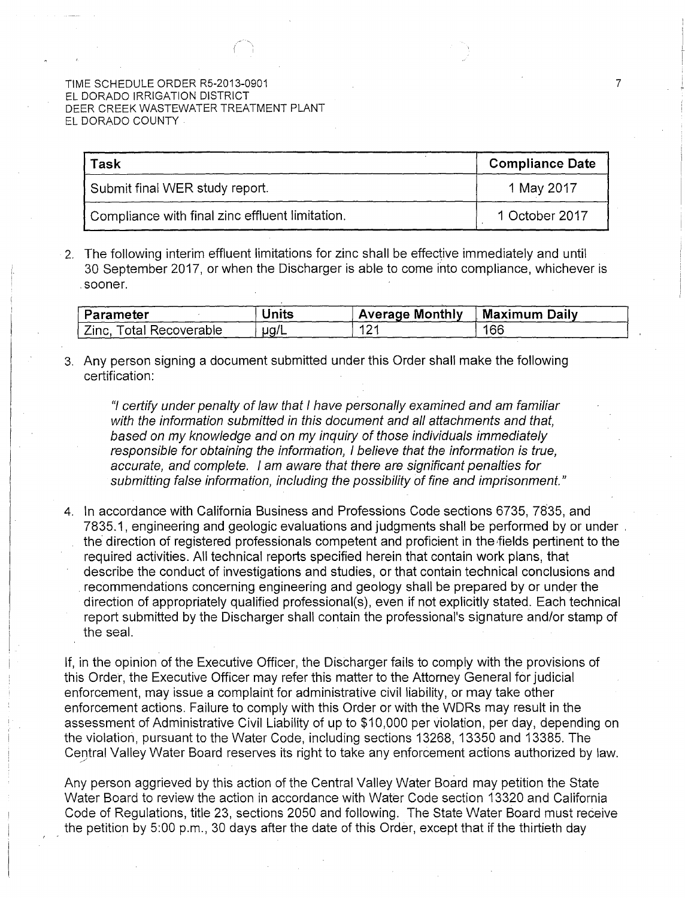| Task | Compliance Date |
|---|---|
| Submit final WER study report. | 1 May 2017 |
| Compliance with final zinc effluent limitation. | 1 October 2017 |

2. The following interim effluent limitations for zinc shall be effective immediately and until 30 September 2017, or when the Discharger is able to come into compliance, whichever is sooner.

| Parameter | Units | Average Monthly | Maximum Daily |
|---|---|---|---|
| Zinc, Total Recoverable | µg/L | 121 | 166 |

3. Any person signing a document submitted under this Order shall make the following certification:

   *"I certify under penalty of law that I have personally examined and am familiar with the information submitted in this document and all attachments and that, based on my knowledge and on my inquiry of those individuals immediately responsible for obtaining the information, I believe that the information is true, accurate, and complete. I am aware that there are significant penalties for submitting false information, including the possibility of fine and imprisonment."*

4. In accordance with California Business and Professions Code sections 6735, 7835, and 7835.1, engineering and geologic evaluations and judgments shall be performed by or under the direction of registered professionals competent and proficient in the fields pertinent to the required activities. All technical reports specified herein that contain work plans, that describe the conduct of investigations and studies, or that contain technical conclusions and recommendations concerning engineering and geology shall be prepared by or under the direction of appropriately qualified professional(s), even if not explicitly stated. Each technical report submitted by the Discharger shall contain the professional's signature and/or stamp of the seal.

If, in the opinion of the Executive Officer, the Discharger fails to comply with the provisions of this Order, the Executive Officer may refer this matter to the Attorney General for judicial enforcement, may issue a complaint for administrative civil liability, or may take other enforcement actions. Failure to comply with this Order or with the WDRs may result in the assessment of Administrative Civil Liability of up to $10,000 per violation, per day, depending on the violation, pursuant to the Water Code, including sections 13268, 13350 and 13385. The Central Valley Water Board reserves its right to take any enforcement actions authorized by law.

Any person aggrieved by this action of the Central Valley Water Board may petition the State Water Board to review the action in accordance with Water Code section 13320 and California Code of Regulations, title 23, sections 2050 and following. The State Water Board must receive the petition by 5:00 p.m., 30 days after the date of this Order, except that if the thirtieth day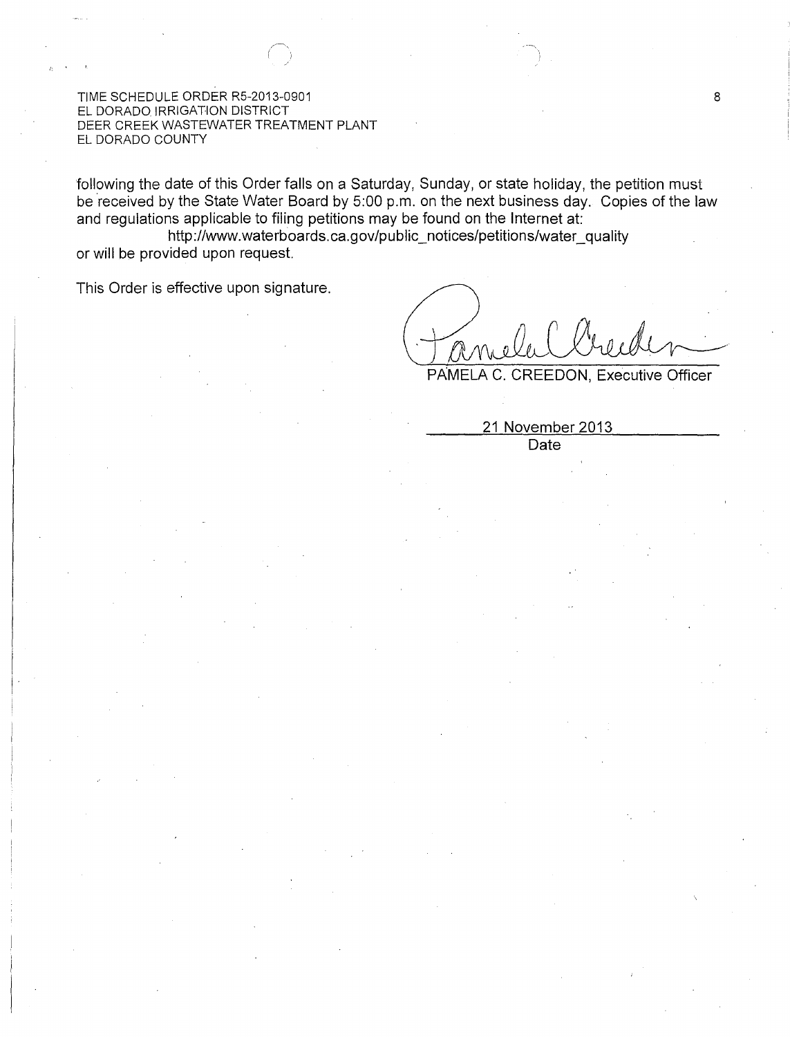following the date of this Order falls on a Saturday, Sunday, or state holiday, the petition must be received by the State Water Board by 5:00 p.m. on the next business day. Copies of the law and regulations applicable to filing petitions may be found on the Internet at:

http://www.waterboards.ca.gov/public_notices/petitions/water_quality

or will be provided upon request.

This Order is effective upon signature.

PAMELA C. CREEDON, Executive Officer

21 November 2013

Date